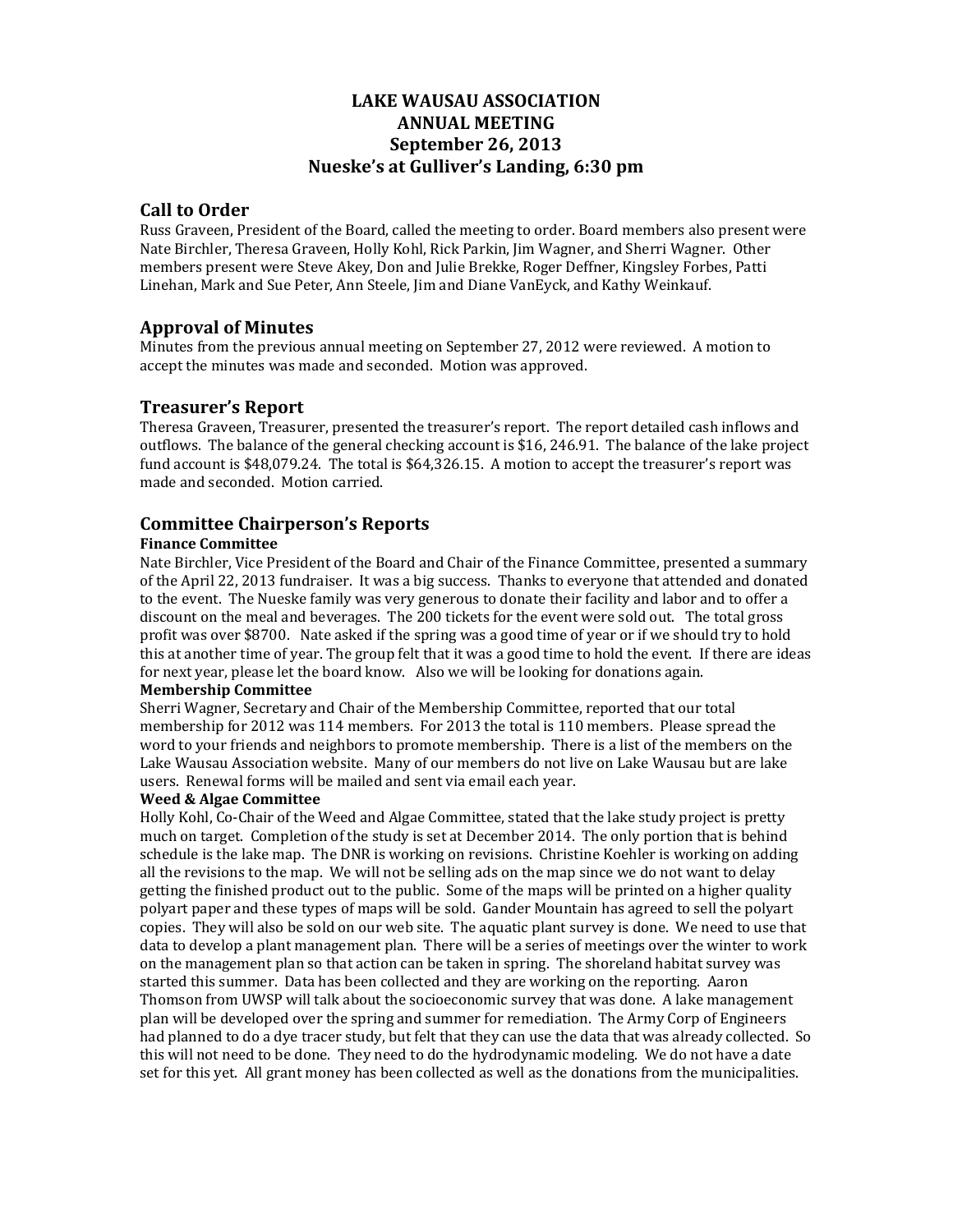# LAKE WAUSAU ASSOCIATION
# ANNUAL MEETING
# September 26, 2013
# Nueske's at Gulliver's Landing, 6:30 pm

## Call to Order

Russ Graveen, President of the Board, called the meeting to order. Board members also present were Nate Birchler, Theresa Graveen, Holly Kohl, Rick Parkin, Jim Wagner, and Sherri Wagner. Other members present were Steve Akey, Don and Julie Brekke, Roger Deffner, Kingsley Forbes, Patti Linehan, Mark and Sue Peter, Ann Steele, Jim and Diane VanEyck, and Kathy Weinkauf.

## Approval of Minutes

Minutes from the previous annual meeting on September 27, 2012 were reviewed. A motion to accept the minutes was made and seconded. Motion was approved.

## Treasurer's Report

Theresa Graveen, Treasurer, presented the treasurer's report. The report detailed cash inflows and outflows. The balance of the general checking account is $16, 246.91. The balance of the lake project fund account is $48,079.24. The total is $64,326.15. A motion to accept the treasurer's report was made and seconded. Motion carried.

## Committee Chairperson's Reports

**Finance Committee**

Nate Birchler, Vice President of the Board and Chair of the Finance Committee, presented a summary of the April 22, 2013 fundraiser. It was a big success. Thanks to everyone that attended and donated to the event. The Nueske family was very generous to donate their facility and labor and to offer a discount on the meal and beverages. The 200 tickets for the event were sold out. The total gross profit was over $8700. Nate asked if the spring was a good time of year or if we should try to hold this at another time of year. The group felt that it was a good time to hold the event. If there are ideas for next year, please let the board know. Also we will be looking for donations again.

**Membership Committee**

Sherri Wagner, Secretary and Chair of the Membership Committee, reported that our total membership for 2012 was 114 members. For 2013 the total is 110 members. Please spread the word to your friends and neighbors to promote membership. There is a list of the members on the Lake Wausau Association website. Many of our members do not live on Lake Wausau but are lake users. Renewal forms will be mailed and sent via email each year.

**Weed & Algae Committee**

Holly Kohl, Co-Chair of the Weed and Algae Committee, stated that the lake study project is pretty much on target. Completion of the study is set at December 2014. The only portion that is behind schedule is the lake map. The DNR is working on revisions. Christine Koehler is working on adding all the revisions to the map. We will not be selling ads on the map since we do not want to delay getting the finished product out to the public. Some of the maps will be printed on a higher quality polyart paper and these types of maps will be sold. Gander Mountain has agreed to sell the polyart copies. They will also be sold on our web site. The aquatic plant survey is done. We need to use that data to develop a plant management plan. There will be a series of meetings over the winter to work on the management plan so that action can be taken in spring. The shoreland habitat survey was started this summer. Data has been collected and they are working on the reporting. Aaron Thomson from UWSP will talk about the socioeconomic survey that was done. A lake management plan will be developed over the spring and summer for remediation. The Army Corp of Engineers had planned to do a dye tracer study, but felt that they can use the data that was already collected. So this will not need to be done. They need to do the hydrodynamic modeling. We do not have a date set for this yet. All grant money has been collected as well as the donations from the municipalities.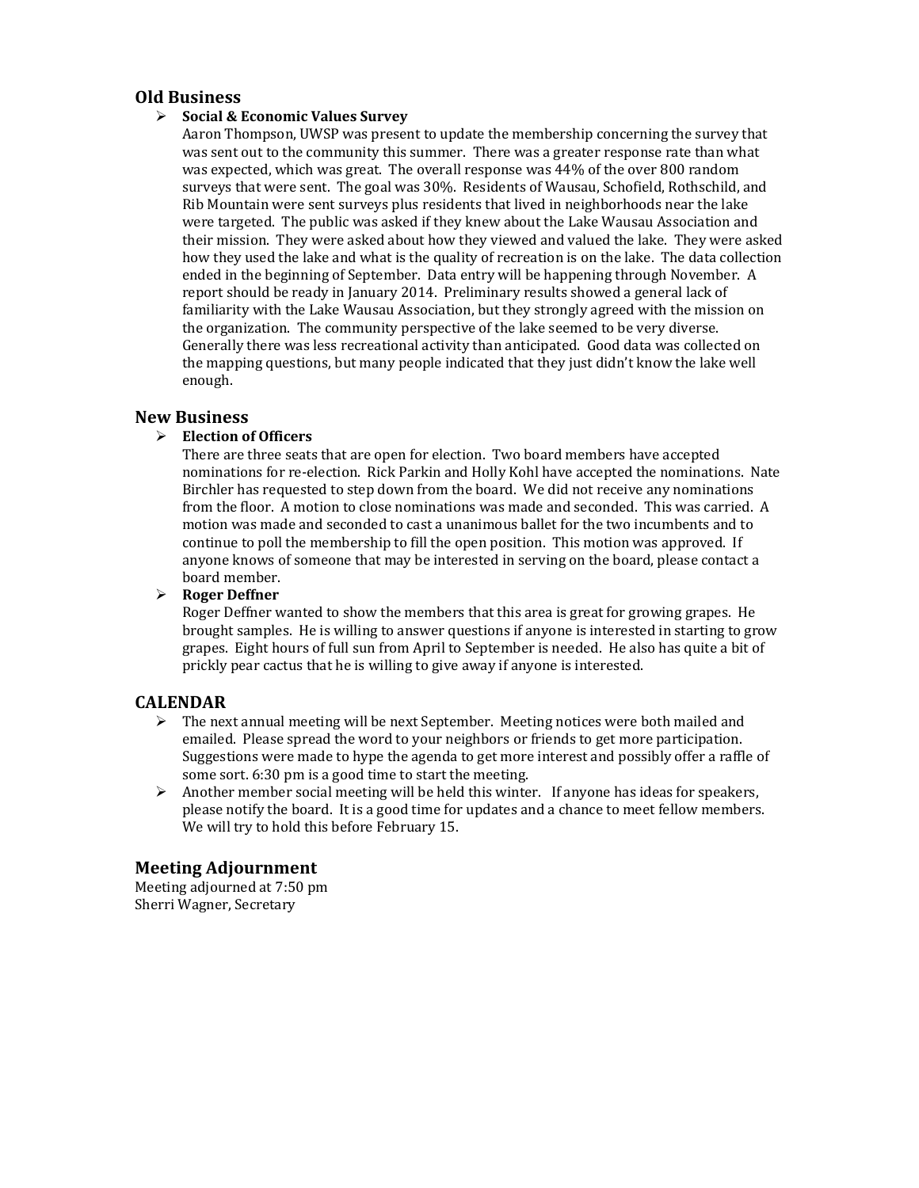## Old Business

- **Social & Economic Values Survey**

  Aaron Thompson, UWSP was present to update the membership concerning the survey that was sent out to the community this summer. There was a greater response rate than what was expected, which was great. The overall response was 44% of the over 800 random surveys that were sent. The goal was 30%. Residents of Wausau, Schofield, Rothschild, and Rib Mountain were sent surveys plus residents that lived in neighborhoods near the lake were targeted. The public was asked if they knew about the Lake Wausau Association and their mission. They were asked about how they viewed and valued the lake. They were asked how they used the lake and what is the quality of recreation is on the lake. The data collection ended in the beginning of September. Data entry will be happening through November. A report should be ready in January 2014. Preliminary results showed a general lack of familiarity with the Lake Wausau Association, but they strongly agreed with the mission on the organization. The community perspective of the lake seemed to be very diverse. Generally there was less recreational activity than anticipated. Good data was collected on the mapping questions, but many people indicated that they just didn't know the lake well enough.

## New Business

- **Election of Officers**

  There are three seats that are open for election. Two board members have accepted nominations for re-election. Rick Parkin and Holly Kohl have accepted the nominations. Nate Birchler has requested to step down from the board. We did not receive any nominations from the floor. A motion to close nominations was made and seconded. This was carried. A motion was made and seconded to cast a unanimous ballet for the two incumbents and to continue to poll the membership to fill the open position. This motion was approved. If anyone knows of someone that may be interested in serving on the board, please contact a board member.

- **Roger Deffner**

  Roger Deffner wanted to show the members that this area is great for growing grapes. He brought samples. He is willing to answer questions if anyone is interested in starting to grow grapes. Eight hours of full sun from April to September is needed. He also has quite a bit of prickly pear cactus that he is willing to give away if anyone is interested.

## CALENDAR

- The next annual meeting will be next September. Meeting notices were both mailed and emailed. Please spread the word to your neighbors or friends to get more participation. Suggestions were made to hype the agenda to get more interest and possibly offer a raffle of some sort. 6:30 pm is a good time to start the meeting.
- Another member social meeting will be held this winter. If anyone has ideas for speakers, please notify the board. It is a good time for updates and a chance to meet fellow members. We will try to hold this before February 15.

## Meeting Adjournment

Meeting adjourned at 7:50 pm
Sherri Wagner, Secretary